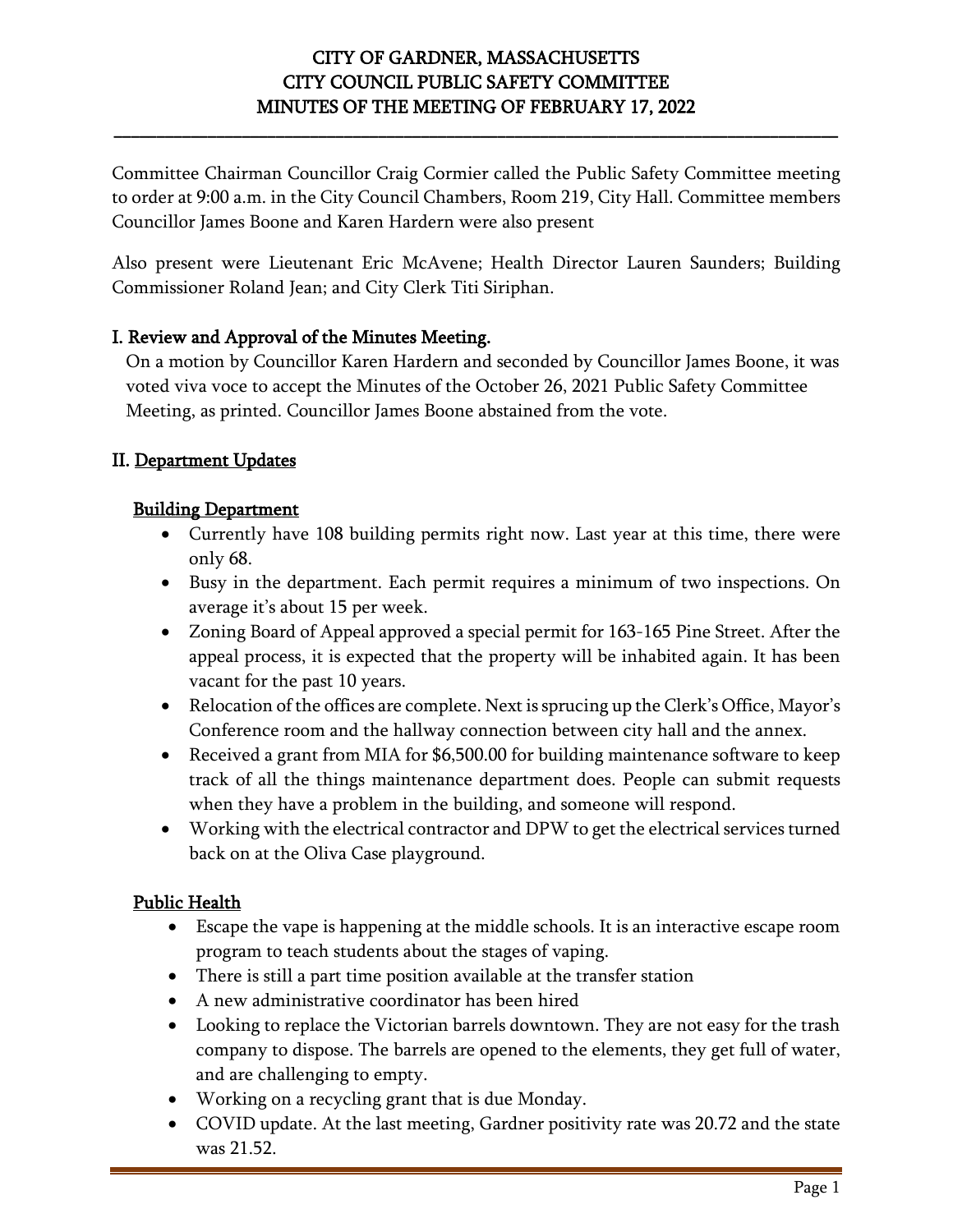# CITY OF GARDNER, MASSACHUSETTS
# CITY COUNCIL PUBLIC SAFETY COMMITTEE
# MINUTES OF THE MEETING OF FEBRUARY 17, 2022

Committee Chairman Councillor Craig Cormier called the Public Safety Committee meeting to order at 9:00 a.m. in the City Council Chambers, Room 219, City Hall. Committee members Councillor James Boone and Karen Hardern were also present

Also present were Lieutenant Eric McAvene; Health Director Lauren Saunders; Building Commissioner Roland Jean; and City Clerk Titi Siriphan.

## I. Review and Approval of the Minutes Meeting.

On a motion by Councillor Karen Hardern and seconded by Councillor James Boone, it was voted viva voce to accept the Minutes of the October 26, 2021 Public Safety Committee Meeting, as printed. Councillor James Boone abstained from the vote.

## II. Department Updates

### Building Department

- Currently have 108 building permits right now. Last year at this time, there were only 68.
- Busy in the department. Each permit requires a minimum of two inspections. On average it's about 15 per week.
- Zoning Board of Appeal approved a special permit for 163-165 Pine Street. After the appeal process, it is expected that the property will be inhabited again. It has been vacant for the past 10 years.
- Relocation of the offices are complete. Next is sprucing up the Clerk's Office, Mayor's Conference room and the hallway connection between city hall and the annex.
- Received a grant from MIA for $6,500.00 for building maintenance software to keep track of all the things maintenance department does. People can submit requests when they have a problem in the building, and someone will respond.
- Working with the electrical contractor and DPW to get the electrical services turned back on at the Oliva Case playground.

### Public Health

- Escape the vape is happening at the middle schools. It is an interactive escape room program to teach students about the stages of vaping.
- There is still a part time position available at the transfer station
- A new administrative coordinator has been hired
- Looking to replace the Victorian barrels downtown. They are not easy for the trash company to dispose. The barrels are opened to the elements, they get full of water, and are challenging to empty.
- Working on a recycling grant that is due Monday.
- COVID update. At the last meeting, Gardner positivity rate was 20.72 and the state was 21.52.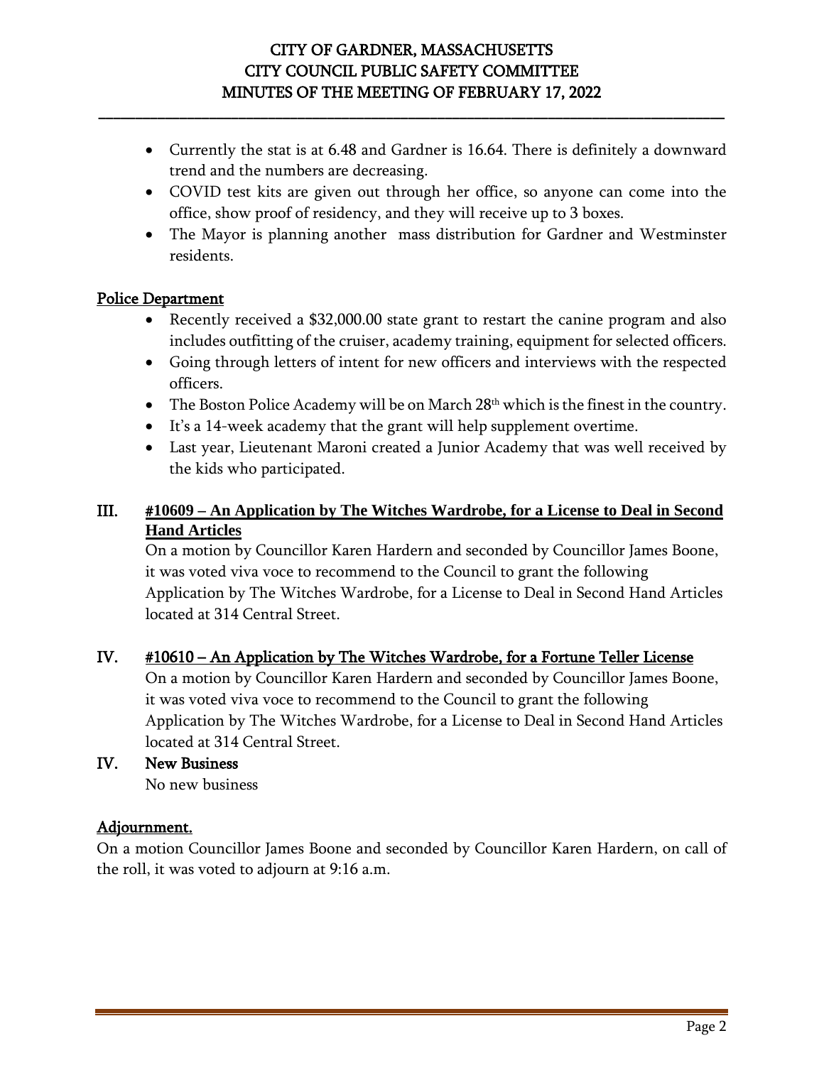- Currently the stat is at 6.48 and Gardner is 16.64. There is definitely a downward trend and the numbers are decreasing.
- COVID test kits are given out through her office, so anyone can come into the office, show proof of residency, and they will receive up to 3 boxes.
- The Mayor is planning another mass distribution for Gardner and Westminster residents.

## Police Department

- Recently received a $32,000.00 state grant to restart the canine program and also includes outfitting of the cruiser, academy training, equipment for selected officers.
- Going through letters of intent for new officers and interviews with the respected officers.
- The Boston Police Academy will be on March 28th which is the finest in the country.
- It's a 14-week academy that the grant will help supplement overtime.
- Last year, Lieutenant Maroni created a Junior Academy that was well received by the kids who participated.

## III. #10609 – An Application by The Witches Wardrobe, for a License to Deal in Second Hand Articles

On a motion by Councillor Karen Hardern and seconded by Councillor James Boone, it was voted viva voce to recommend to the Council to grant the following Application by The Witches Wardrobe, for a License to Deal in Second Hand Articles located at 314 Central Street.

## IV. #10610 – An Application by The Witches Wardrobe, for a Fortune Teller License

On a motion by Councillor Karen Hardern and seconded by Councillor James Boone, it was voted viva voce to recommend to the Council to grant the following Application by The Witches Wardrobe, for a License to Deal in Second Hand Articles located at 314 Central Street.

## IV. New Business

No new business

## Adjournment.

On a motion Councillor James Boone and seconded by Councillor Karen Hardern, on call of the roll, it was voted to adjourn at 9:16 a.m.